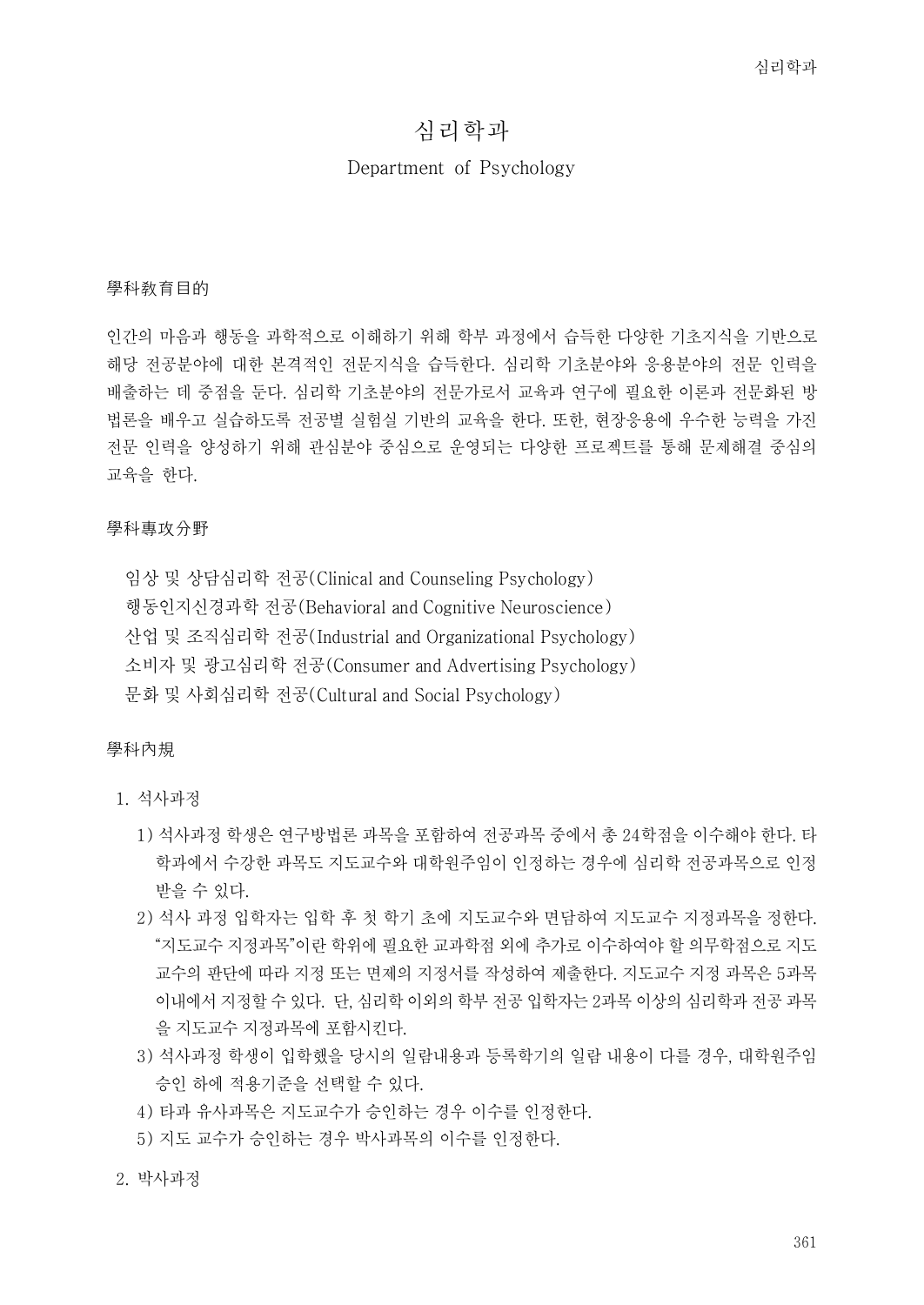# 심리학과

Department of Psychology

## 學科敎育目的

인간의 마음과 행동을 과학적으로 이해하기 위해 학부 과정에서 습득한 다양한 기초지식을 기반으로 해당 전공분야에 대한 본격적인 전문지식을 습득한다. 심리학 기초분야와 응용분야의 전문 인력을 배출하는 데 중점을 둔다. 심리학 기초분야의 전문가로서 교육과 연구에 필요한 이론과 전문화된 방법론을 배우고 실습하도록 전공별 실험실 기반의 교육을 한다. 또한, 현장응용에 우수한 능력을 가진 전문 인력을 양성하기 위해 관심분야 중심으로 운영되는 다양한 프로젝트를 통해 문제해결 중심의 교육을 한다.

## 學科專攻分野

임상 및 상담심리학 전공(Clinical and Counseling Psychology)
행동인지신경과학 전공(Behavioral and Cognitive Neuroscience)
산업 및 조직심리학 전공(Industrial and Organizational Psychology)
소비자 및 광고심리학 전공(Consumer and Advertising Psychology)
문화 및 사회심리학 전공(Cultural and Social Psychology)

## 學科內規

1. 석사과정

   1) 석사과정 학생은 연구방법론 과목을 포함하여 전공과목 중에서 총 24학점을 이수해야 한다. 타 학과에서 수강한 과목도 지도교수와 대학원주임이 인정하는 경우에 심리학 전공과목으로 인정 받을 수 있다.
   2) 석사 과정 입학자는 입학 후 첫 학기 초에 지도교수와 면담하여 지도교수 지정과목을 정한다. "지도교수 지정과목"이란 학위에 필요한 교과학점 외에 추가로 이수하여야 할 의무학점으로 지도교수의 판단에 따라 지정 또는 면제의 지정서를 작성하여 제출한다. 지도교수 지정 과목은 5과목 이내에서 지정할 수 있다. 단, 심리학 이외의 학부 전공 입학자는 2과목 이상의 심리학과 전공 과목을 지도교수 지정과목에 포함시킨다.
   3) 석사과정 학생이 입학했을 당시의 일람내용과 등록학기의 일람 내용이 다를 경우, 대학원주임 승인 하에 적용기준을 선택할 수 있다.
   4) 타과 유사과목은 지도교수가 승인하는 경우 이수를 인정한다.
   5) 지도 교수가 승인하는 경우 박사과목의 이수를 인정한다.

2. 박사과정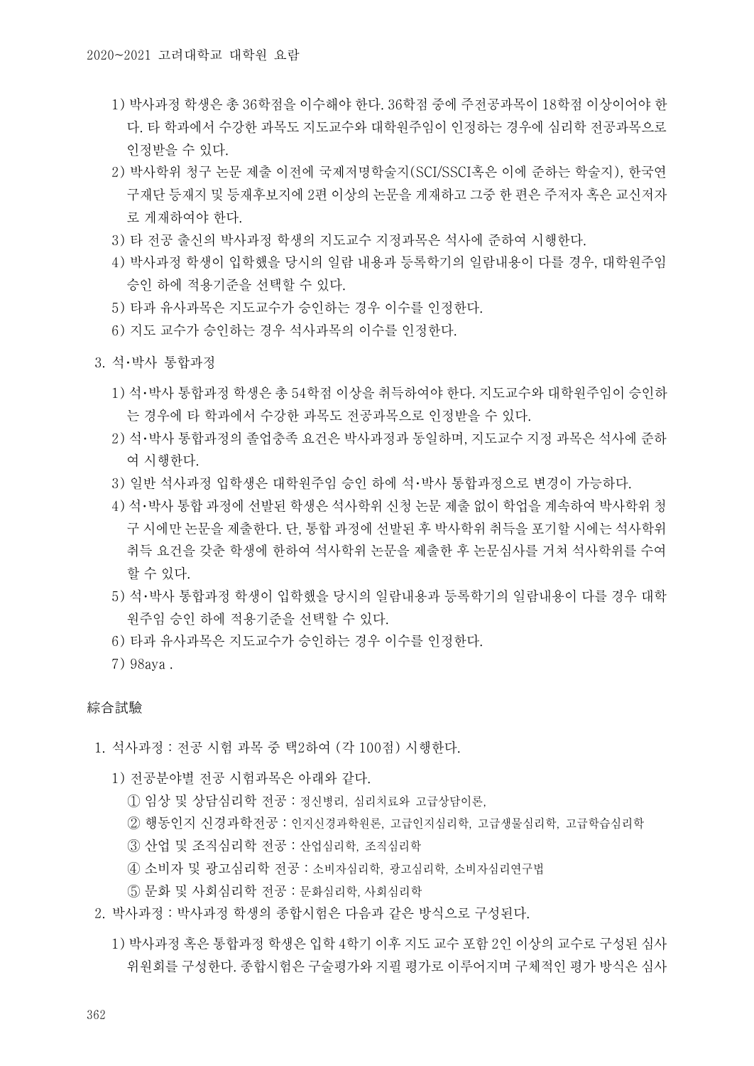1) 박사과정 학생은 총 36학점을 이수해야 한다. 36학점 중에 주전공과목이 18학점 이상이어야 한다. 타 학과에서 수강한 과목도 지도교수와 대학원주임이 인정하는 경우에 심리학 전공과목으로 인정받을 수 있다.
2) 박사학위 청구 논문 제출 이전에 국제저명학술지(SCI/SSCI혹은 이에 준하는 학술지), 한국연구재단 등재지 및 등재후보지에 2편 이상의 논문을 게재하고 그중 한 편은 주저자 혹은 교신저자로 게재하여야 한다.
3) 타 전공 출신의 박사과정 학생의 지도교수 지정과목은 석사에 준하여 시행한다.
4) 박사과정 학생이 입학했을 당시의 일람 내용과 등록학기의 일람내용이 다를 경우, 대학원주임 승인 하에 적용기준을 선택할 수 있다.
5) 타과 유사과목은 지도교수가 승인하는 경우 이수를 인정한다.
6) 지도 교수가 승인하는 경우 석사과목의 이수를 인정한다.

3. 석·박사 통합과정

1) 석·박사 통합과정 학생은 총 54학점 이상을 취득하여야 한다. 지도교수와 대학원주임이 승인하는 경우에 타 학과에서 수강한 과목도 전공과목으로 인정받을 수 있다.
2) 석·박사 통합과정의 졸업충족 요건은 박사과정과 동일하며, 지도교수 지정 과목은 석사에 준하여 시행한다.
3) 일반 석사과정 입학생은 대학원주임 승인 하에 석·박사 통합과정으로 변경이 가능하다.
4) 석·박사 통합 과정에 선발된 학생은 석사학위 신청 논문 제출 없이 학업을 계속하여 박사학위 청구 시에만 논문을 제출한다. 단, 통합 과정에 선발된 후 박사학위 취득을 포기할 시에는 석사학위 취득 요건을 갖춘 학생에 한하여 석사학위 논문을 제출한 후 논문심사를 거쳐 석사학위를 수여할 수 있다.
5) 석·박사 통합과정 학생이 입학했을 당시의 일람내용과 등록학기의 일람내용이 다를 경우 대학원주임 승인 하에 적용기준을 선택할 수 있다.
6) 타과 유사과목은 지도교수가 승인하는 경우 이수를 인정한다.
7) 98aya .

## 綜合試驗

1. 석사과정 : 전공 시험 과목 중 택2하여 (각 100점) 시행한다.

1) 전공분야별 전공 시험과목은 아래와 같다.
① 임상 및 상담심리학 전공 : 정신병리, 심리치료와 고급상담이론,
② 행동인지 신경과학전공 : 인지신경과학원론, 고급인지심리학, 고급생물심리학, 고급학습심리학
③ 산업 및 조직심리학 전공 : 산업심리학, 조직심리학
④ 소비자 및 광고심리학 전공 : 소비자심리학, 광고심리학, 소비자심리연구법
⑤ 문화 및 사회심리학 전공 : 문화심리학, 사회심리학

2. 박사과정 : 박사과정 학생의 종합시험은 다음과 같은 방식으로 구성된다.

1) 박사과정 혹은 통합과정 학생은 입학 4학기 이후 지도 교수 포함 2인 이상의 교수로 구성된 심사위원회를 구성한다. 종합시험은 구술평가와 지필 평가로 이루어지며 구체적인 평가 방식은 심사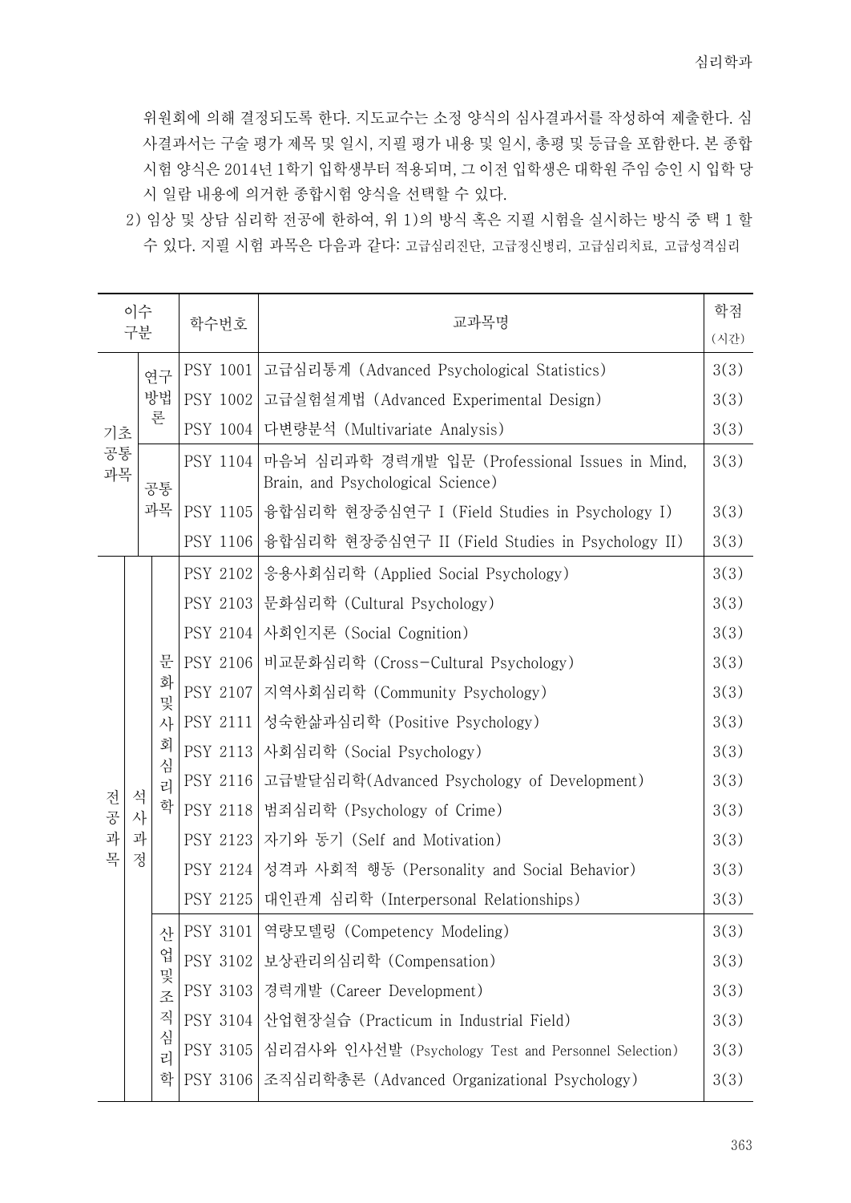위원회에 의해 결정되도록 한다. 지도교수는 소정 양식의 심사결과서를 작성하여 제출한다. 심사결과서는 구술 평가 제목 및 일시, 지필 평가 내용 및 일시, 총평 및 등급을 포함한다. 본 종합시험 양식은 2014년 1학기 입학생부터 적용되며, 그 이전 입학생은 대학원 주임 승인 시 입학 당시 일람 내용에 의거한 종합시험 양식을 선택할 수 있다.

2) 임상 및 상담 심리학 전공에 한하여, 위 1)의 방식 혹은 지필 시험을 실시하는 방식 중 택 1 할 수 있다. 지필 시험 과목은 다음과 같다: 고급심리진단, 고급정신병리, 고급심리치료, 고급성격심리

| 이수구분 | | | 학수번호 | 교과목명 | 학점(시간) |
|---|---|---|---|---|---|
| 기초공통과목 | 연구방법론 | | PSY 1001 | 고급심리통계 (Advanced Psychological Statistics) | 3(3) |
| | | | PSY 1002 | 고급실험설계법 (Advanced Experimental Design) | 3(3) |
| | | | PSY 1004 | 다변량분석 (Multivariate Analysis) | 3(3) |
| | 공통과목 | | PSY 1104 | 마음뇌 심리과학 경력개발 입문 (Professional Issues in Mind, Brain, and Psychological Science) | 3(3) |
| | | | PSY 1105 | 융합심리학 현장중심연구 I (Field Studies in Psychology I) | 3(3) |
| | | | PSY 1106 | 융합심리학 현장중심연구 II (Field Studies in Psychology II) | 3(3) |
| 전공과목 | 석사과정 | 문화및사회심리학 | PSY 2102 | 응용사회심리학 (Applied Social Psychology) | 3(3) |
| | | | PSY 2103 | 문화심리학 (Cultural Psychology) | 3(3) |
| | | | PSY 2104 | 사회인지론 (Social Cognition) | 3(3) |
| | | | PSY 2106 | 비교문화심리학 (Cross-Cultural Psychology) | 3(3) |
| | | | PSY 2107 | 지역사회심리학 (Community Psychology) | 3(3) |
| | | | PSY 2111 | 성숙한삶과심리학 (Positive Psychology) | 3(3) |
| | | | PSY 2113 | 사회심리학 (Social Psychology) | 3(3) |
| | | | PSY 2116 | 고급발달심리학(Advanced Psychology of Development) | 3(3) |
| | | | PSY 2118 | 범죄심리학 (Psychology of Crime) | 3(3) |
| | | | PSY 2123 | 자기와 동기 (Self and Motivation) | 3(3) |
| | | | PSY 2124 | 성격과 사회적 행동 (Personality and Social Behavior) | 3(3) |
| | | | PSY 2125 | 대인관계 심리학 (Interpersonal Relationships) | 3(3) |
| | | 산업및조직심리학 | PSY 3101 | 역량모델링 (Competency Modeling) | 3(3) |
| | | | PSY 3102 | 보상관리의심리학 (Compensation) | 3(3) |
| | | | PSY 3103 | 경력개발 (Career Development) | 3(3) |
| | | | PSY 3104 | 산업현장실습 (Practicum in Industrial Field) | 3(3) |
| | | | PSY 3105 | 심리검사와 인사선발 (Psychology Test and Personnel Selection) | 3(3) |
| | | | PSY 3106 | 조직심리학총론 (Advanced Organizational Psychology) | 3(3) |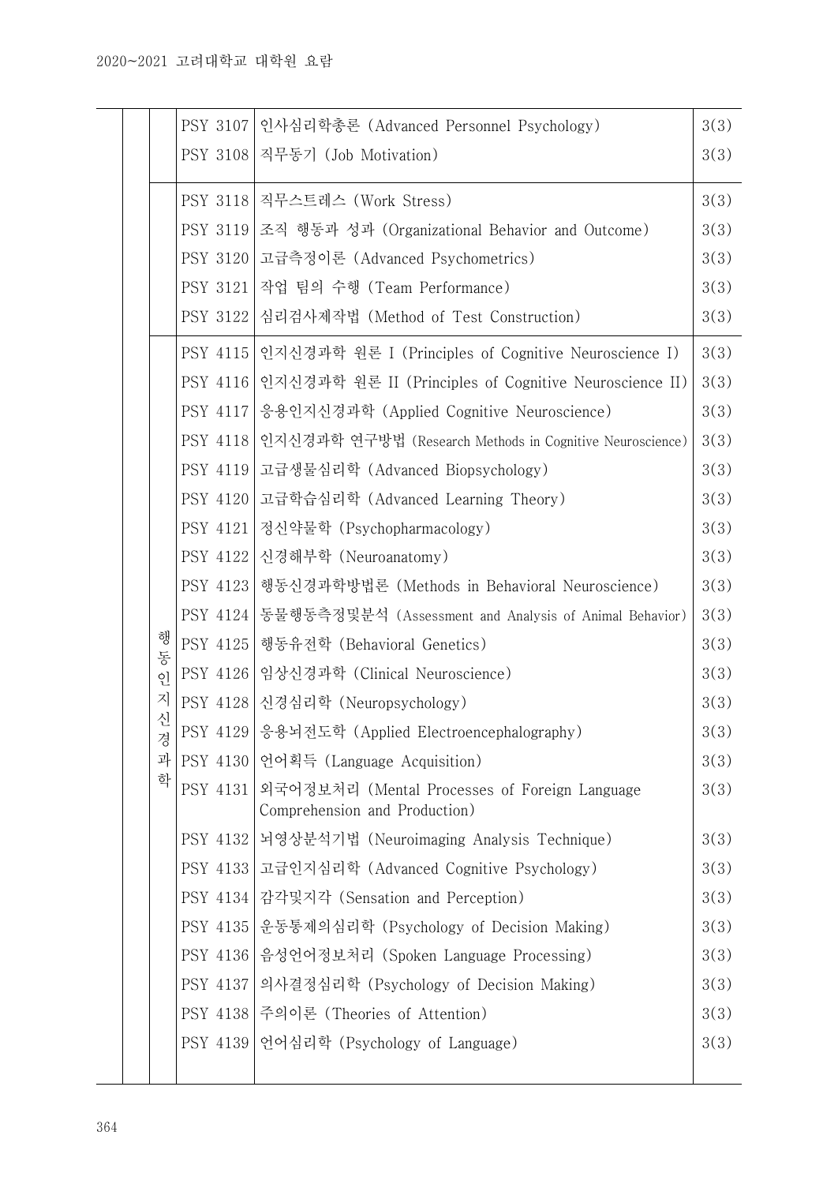| | | 학수번호 | 교과목명 | 학점 |
|---|---|---|---|---|
| | | PSY 3107 | 인사심리학총론 (Advanced Personnel Psychology) | 3(3) |
| | | PSY 3108 | 직무동기 (Job Motivation) | 3(3) |
| | | PSY 3118 | 직무스트레스 (Work Stress) | 3(3) |
| | | PSY 3119 | 조직 행동과 성과 (Organizational Behavior and Outcome) | 3(3) |
| | | PSY 3120 | 고급측정이론 (Advanced Psychometrics) | 3(3) |
| | | PSY 3121 | 작업 팀의 수행 (Team Performance) | 3(3) |
| | | PSY 3122 | 심리검사제작법 (Method of Test Construction) | 3(3) |
| | 행동인지신경과학 | PSY 4115 | 인지신경과학 원론 I (Principles of Cognitive Neuroscience I) | 3(3) |
| | | PSY 4116 | 인지신경과학 원론 II (Principles of Cognitive Neuroscience II) | 3(3) |
| | | PSY 4117 | 응용인지신경과학 (Applied Cognitive Neuroscience) | 3(3) |
| | | PSY 4118 | 인지신경과학 연구방법 (Research Methods in Cognitive Neuroscience) | 3(3) |
| | | PSY 4119 | 고급생물심리학 (Advanced Biopsychology) | 3(3) |
| | | PSY 4120 | 고급학습심리학 (Advanced Learning Theory) | 3(3) |
| | | PSY 4121 | 정신약물학 (Psychopharmacology) | 3(3) |
| | | PSY 4122 | 신경해부학 (Neuroanatomy) | 3(3) |
| | | PSY 4123 | 행동신경과학방법론 (Methods in Behavioral Neuroscience) | 3(3) |
| | | PSY 4124 | 동물행동측정및분석 (Assessment and Analysis of Animal Behavior) | 3(3) |
| | | PSY 4125 | 행동유전학 (Behavioral Genetics) | 3(3) |
| | | PSY 4126 | 임상신경과학 (Clinical Neuroscience) | 3(3) |
| | | PSY 4128 | 신경심리학 (Neuropsychology) | 3(3) |
| | | PSY 4129 | 응용뇌전도학 (Applied Electroencephalography) | 3(3) |
| | | PSY 4130 | 언어획득 (Language Acquisition) | 3(3) |
| | | PSY 4131 | 외국어정보처리 (Mental Processes of Foreign Language Comprehension and Production) | 3(3) |
| | | PSY 4132 | 뇌영상분석기법 (Neuroimaging Analysis Technique) | 3(3) |
| | | PSY 4133 | 고급인지심리학 (Advanced Cognitive Psychology) | 3(3) |
| | | PSY 4134 | 감각및지각 (Sensation and Perception) | 3(3) |
| | | PSY 4135 | 운동통제의심리학 (Psychology of Decision Making) | 3(3) |
| | | PSY 4136 | 음성언어정보처리 (Spoken Language Processing) | 3(3) |
| | | PSY 4137 | 의사결정심리학 (Psychology of Decision Making) | 3(3) |
| | | PSY 4138 | 주의이론 (Theories of Attention) | 3(3) |
| | | PSY 4139 | 언어심리학 (Psychology of Language) | 3(3) |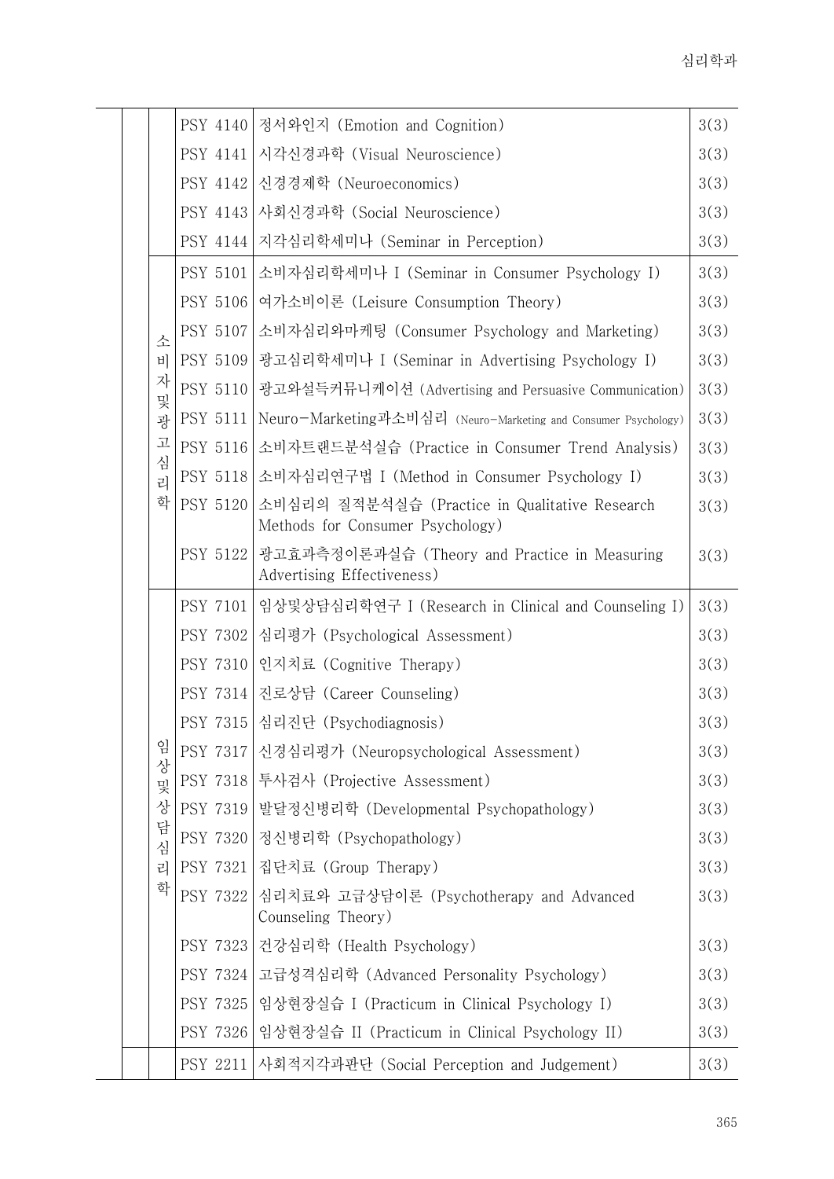| | | | | |
|---|---|---|---|---|
| | | PSY 4140 | 정서와인지 (Emotion and Cognition) | 3(3) |
| | | PSY 4141 | 시각신경과학 (Visual Neuroscience) | 3(3) |
| | | PSY 4142 | 신경경제학 (Neuroeconomics) | 3(3) |
| | | PSY 4143 | 사회신경과학 (Social Neuroscience) | 3(3) |
| | | PSY 4144 | 지각심리학세미나 (Seminar in Perception) | 3(3) |
| | 소비자및광고심리학 | PSY 5101 | 소비자심리학세미나 I (Seminar in Consumer Psychology I) | 3(3) |
| | | PSY 5106 | 여가소비이론 (Leisure Consumption Theory) | 3(3) |
| | | PSY 5107 | 소비자심리와마케팅 (Consumer Psychology and Marketing) | 3(3) |
| | | PSY 5109 | 광고심리학세미나 I (Seminar in Advertising Psychology I) | 3(3) |
| | | PSY 5110 | 광고와설득커뮤니케이션 (Advertising and Persuasive Communication) | 3(3) |
| | | PSY 5111 | Neuro-Marketing과소비심리 (Neuro-Marketing and Consumer Psychology) | 3(3) |
| | | PSY 5116 | 소비자트렌드분석실습 (Practice in Consumer Trend Analysis) | 3(3) |
| | | PSY 5118 | 소비자심리연구법 I (Method in Consumer Psychology I) | 3(3) |
| | | PSY 5120 | 소비심리의 질적분석실습 (Practice in Qualitative Research Methods for Consumer Psychology) | 3(3) |
| | | PSY 5122 | 광고효과측정이론과실습 (Theory and Practice in Measuring Advertising Effectiveness) | 3(3) |
| | 임상및상담심리학 | PSY 7101 | 임상및상담심리학연구 I (Research in Clinical and Counseling I) | 3(3) |
| | | PSY 7302 | 심리평가 (Psychological Assessment) | 3(3) |
| | | PSY 7310 | 인지치료 (Cognitive Therapy) | 3(3) |
| | | PSY 7314 | 진로상담 (Career Counseling) | 3(3) |
| | | PSY 7315 | 심리진단 (Psychodiagnosis) | 3(3) |
| | | PSY 7317 | 신경심리평가 (Neuropsychological Assessment) | 3(3) |
| | | PSY 7318 | 투사검사 (Projective Assessment) | 3(3) |
| | | PSY 7319 | 발달정신병리학 (Developmental Psychopathology) | 3(3) |
| | | PSY 7320 | 정신병리학 (Psychopathology) | 3(3) |
| | | PSY 7321 | 집단치료 (Group Therapy) | 3(3) |
| | | PSY 7322 | 심리치료와 고급상담이론 (Psychotherapy and Advanced Counseling Theory) | 3(3) |
| | | PSY 7323 | 건강심리학 (Health Psychology) | 3(3) |
| | | PSY 7324 | 고급성격심리학 (Advanced Personality Psychology) | 3(3) |
| | | PSY 7325 | 임상현장실습 I (Practicum in Clinical Psychology I) | 3(3) |
| | | PSY 7326 | 임상현장실습 II (Practicum in Clinical Psychology II) | 3(3) |
| | | PSY 2211 | 사회적지각과판단 (Social Perception and Judgement) | 3(3) |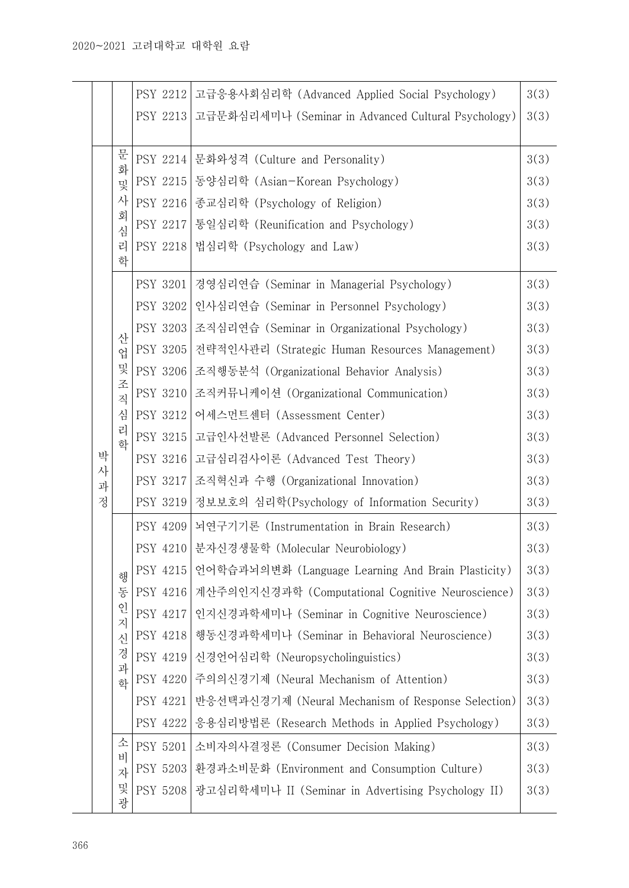| | | | | |
|---|---|---|---|---|
| | | PSY 2212 | 고급응용사회심리학 (Advanced Applied Social Psychology) | 3(3) |
| | | PSY 2213 | 고급문화심리세미나 (Seminar in Advanced Cultural Psychology) | 3(3) |
| | 문화 및 사회 심리학 | PSY 2214 | 문화와성격 (Culture and Personality) | 3(3) |
| | | PSY 2215 | 동양심리학 (Asian-Korean Psychology) | 3(3) |
| | | PSY 2216 | 종교심리학 (Psychology of Religion) | 3(3) |
| | | PSY 2217 | 통일심리학 (Reunification and Psychology) | 3(3) |
| | | PSY 2218 | 법심리학 (Psychology and Law) | 3(3) |
| 박사 과정 | 산업 및 조직 심리학 | PSY 3201 | 경영심리연습 (Seminar in Managerial Psychology) | 3(3) |
| | | PSY 3202 | 인사심리연습 (Seminar in Personnel Psychology) | 3(3) |
| | | PSY 3203 | 조직심리연습 (Seminar in Organizational Psychology) | 3(3) |
| | | PSY 3205 | 전략적인사관리 (Strategic Human Resources Management) | 3(3) |
| | | PSY 3206 | 조직행동분석 (Organizational Behavior Analysis) | 3(3) |
| | | PSY 3210 | 조직커뮤니케이션 (Organizational Communication) | 3(3) |
| | | PSY 3212 | 어세스먼트센터 (Assessment Center) | 3(3) |
| | | PSY 3215 | 고급인사선발론 (Advanced Personnel Selection) | 3(3) |
| | | PSY 3216 | 고급심리검사이론 (Advanced Test Theory) | 3(3) |
| | | PSY 3217 | 조직혁신과 수행 (Organizational Innovation) | 3(3) |
| | | PSY 3219 | 정보보호의 심리학(Psychology of Information Security) | 3(3) |
| | 행동 인지 신경 과학 | PSY 4209 | 뇌연구기기론 (Instrumentation in Brain Research) | 3(3) |
| | | PSY 4210 | 분자신경생물학 (Molecular Neurobiology) | 3(3) |
| | | PSY 4215 | 언어학습과뇌의변화 (Language Learning And Brain Plasticity) | 3(3) |
| | | PSY 4216 | 계산주의인지신경과학 (Computational Cognitive Neuroscience) | 3(3) |
| | | PSY 4217 | 인지신경과학세미나 (Seminar in Cognitive Neuroscience) | 3(3) |
| | | PSY 4218 | 행동신경과학세미나 (Seminar in Behavioral Neuroscience) | 3(3) |
| | | PSY 4219 | 신경언어심리학 (Neuropsycholinguistics) | 3(3) |
| | | PSY 4220 | 주의의신경기제 (Neural Mechanism of Attention) | 3(3) |
| | | PSY 4221 | 반응선택과신경기제 (Neural Mechanism of Response Selection) | 3(3) |
| | | PSY 4222 | 응용심리방법론 (Research Methods in Applied Psychology) | 3(3) |
| | 소비자 및 광 | PSY 5201 | 소비자의사결정론 (Consumer Decision Making) | 3(3) |
| | | PSY 5203 | 환경과소비문화 (Environment and Consumption Culture) | 3(3) |
| | | PSY 5208 | 광고심리학세미나 II (Seminar in Advertising Psychology II) | 3(3) |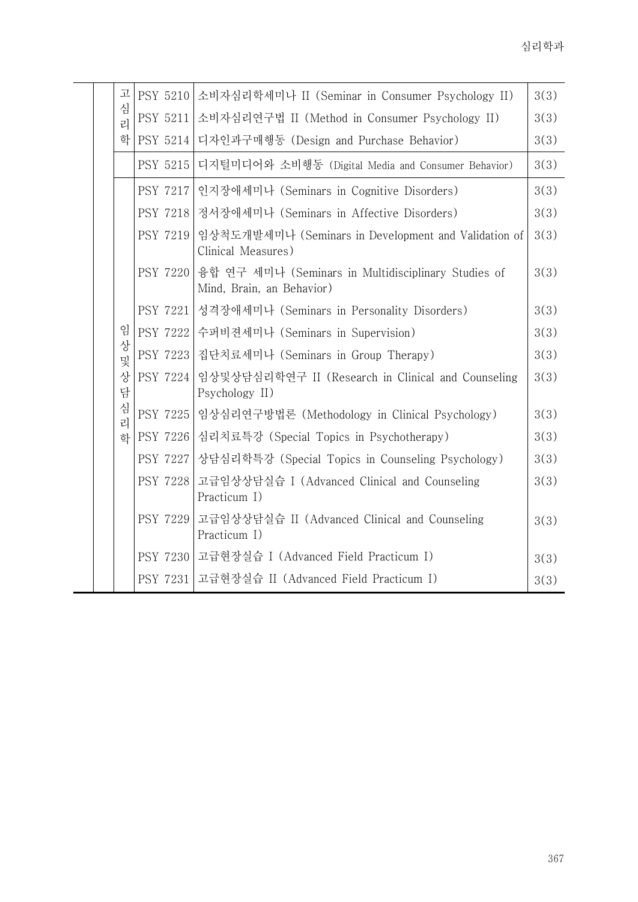| | | | | |
|---|---|---|---|---|
| | 고심리학 | PSY 5210 | 소비자심리학세미나 II (Seminar in Consumer Psychology II) | 3(3) |
| | | PSY 5211 | 소비자심리연구법 II (Method in Consumer Psychology II) | 3(3) |
| | | PSY 5214 | 디자인과구매행동 (Design and Purchase Behavior) | 3(3) |
| | | PSY 5215 | 디지털미디어와 소비행동 (Digital Media and Consumer Behavior) | 3(3) |
| | 임상및상담심리학 | PSY 7217 | 인지장애세미나 (Seminars in Cognitive Disorders) | 3(3) |
| | | PSY 7218 | 정서장애세미나 (Seminars in Affective Disorders) | 3(3) |
| | | PSY 7219 | 임상척도개발세미나 (Seminars in Development and Validation of Clinical Measures) | 3(3) |
| | | PSY 7220 | 융합 연구 세미나 (Seminars in Multidisciplinary Studies of Mind, Brain, an Behavior) | 3(3) |
| | | PSY 7221 | 성격장애세미나 (Seminars in Personality Disorders) | 3(3) |
| | | PSY 7222 | 수퍼비젼세미나 (Seminars in Supervision) | 3(3) |
| | | PSY 7223 | 집단치료세미나 (Seminars in Group Therapy) | 3(3) |
| | | PSY 7224 | 임상및상담심리학연구 II (Research in Clinical and Counseling Psychology II) | 3(3) |
| | | PSY 7225 | 임상심리연구방법론 (Methodology in Clinical Psychology) | 3(3) |
| | | PSY 7226 | 심리치료특강 (Special Topics in Psychotherapy) | 3(3) |
| | | PSY 7227 | 상담심리학특강 (Special Topics in Counseling Psychology) | 3(3) |
| | | PSY 7228 | 고급임상상담실습 I (Advanced Clinical and Counseling Practicum I) | 3(3) |
| | | PSY 7229 | 고급임상상담실습 II (Advanced Clinical and Counseling Practicum I) | 3(3) |
| | | PSY 7230 | 고급현장실습 I (Advanced Field Practicum I) | 3(3) |
| | | PSY 7231 | 고급현장실습 II (Advanced Field Practicum I) | 3(3) |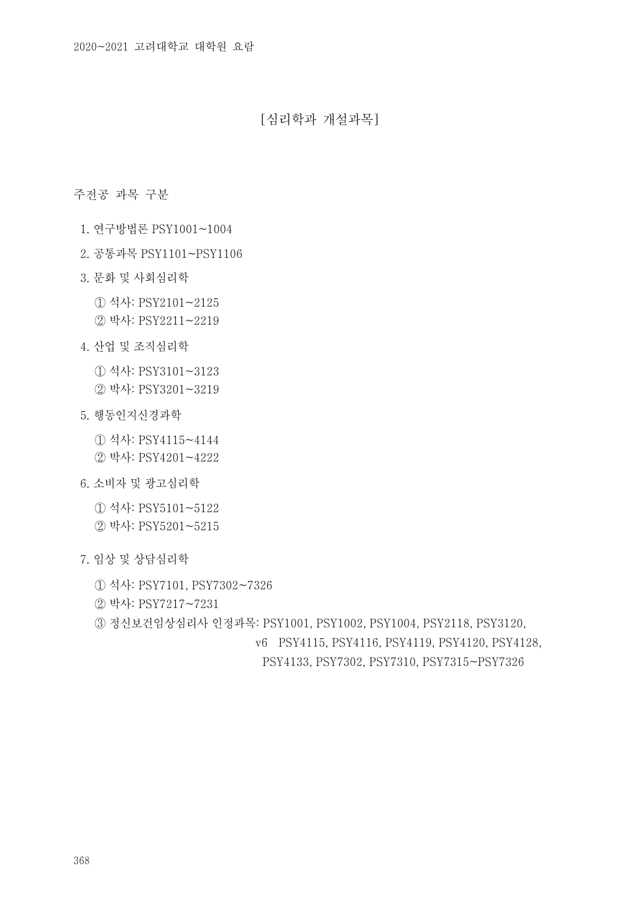## [심리학과 개설과목]

주전공 과목 구분

1. 연구방법론 PSY1001~1004
2. 공통과목 PSY1101~PSY1106
3. 문화 및 사회심리학
   ① 석사: PSY2101~2125
   ② 박사: PSY2211~2219
4. 산업 및 조직심리학
   ① 석사: PSY3101~3123
   ② 박사: PSY3201~3219
5. 행동인지신경과학
   ① 석사: PSY4115~4144
   ② 박사: PSY4201~4222
6. 소비자 및 광고심리학
   ① 석사: PSY5101~5122
   ② 박사: PSY5201~5215
7. 임상 및 상담심리학
   ① 석사: PSY7101, PSY7302~7326
   ② 박사: PSY7217~7231
   ③ 정신보건임상심리사 인정과목: PSY1001, PSY1002, PSY1004, PSY2118, PSY3120,
   v6 PSY4115, PSY4116, PSY4119, PSY4120, PSY4128,
   PSY4133, PSY7302, PSY7310, PSY7315~PSY7326